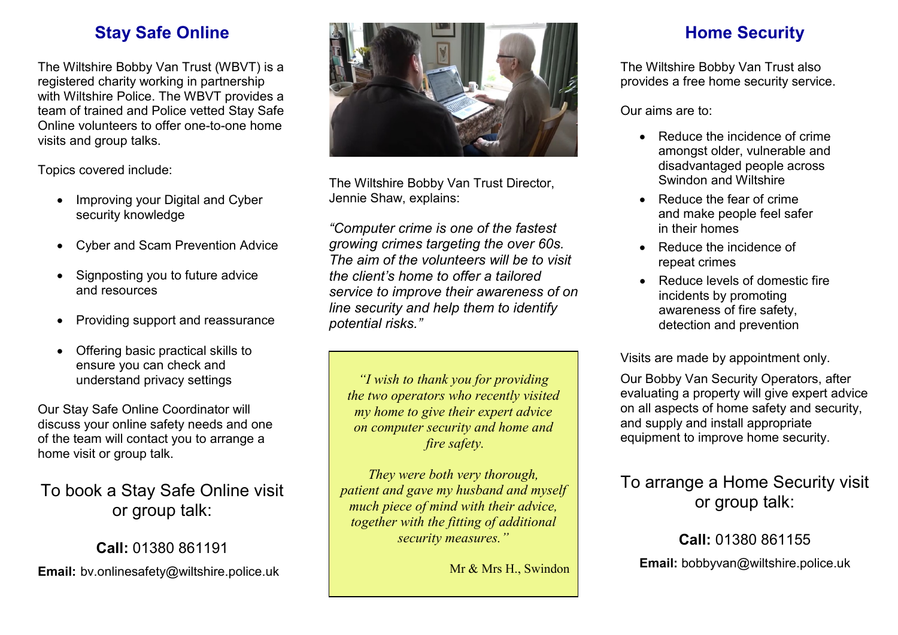## Stay Safe Online

The Wiltshire Bobby Van Trust (WBVT) is a registered charity working in partnership with Wiltshire Police. The WBVT provides a team of trained and Police vetted Stay Safe Online volunteers to offer one-to-one home visits and group talks.

Topics covered include:

- Improving your Digital and Cyber security knowledge
- Cyber and Scam Prevention Advice
- Signposting you to future advice and resources
- Providing support and reassurance
- Offering basic practical skills to ensure you can check and understand privacy settings

Our Stay Safe Online Coordinator will discuss your online safety needs and one of the team will contact you to arrange a home visit or group talk.

To book a Stay Safe Online visit or group talk:

**Call:** 01380 861191

**Email:** bv.onlinesafety@wiltshire.police.uk

The Wiltshire Bobby Van Trust Director, Jennie Shaw, explains:

*"Computer crime is one of the fastest growing crimes targeting the over 60s. The aim of the volunteers will be to visit the client's home to offer a tailored service to improve their awareness of on line security and help them to identify potential risks."*

> *"I wish to thank you for providing the two operators who recently visited my home to give their expert advice on computer security and home and fire safety.*
>
> *They were both very thorough, patient and gave my husband and myself much piece of mind with their advice, together with the fitting of additional security measures."*
>
> Mr & Mrs H., Swindon

## Home Security

The Wiltshire Bobby Van Trust also provides a free home security service.

Our aims are to:

- Reduce the incidence of crime amongst older, vulnerable and disadvantaged people across Swindon and Wiltshire
- Reduce the fear of crime and make people feel safer in their homes
- Reduce the incidence of repeat crimes
- Reduce levels of domestic fire incidents by promoting awareness of fire safety, detection and prevention

Visits are made by appointment only.

Our Bobby Van Security Operators, after evaluating a property will give expert advice on all aspects of home safety and security, and supply and install appropriate equipment to improve home security.

To arrange a Home Security visit or group talk:

**Call:** 01380 861155

**Email:** bobbyvan@wiltshire.police.uk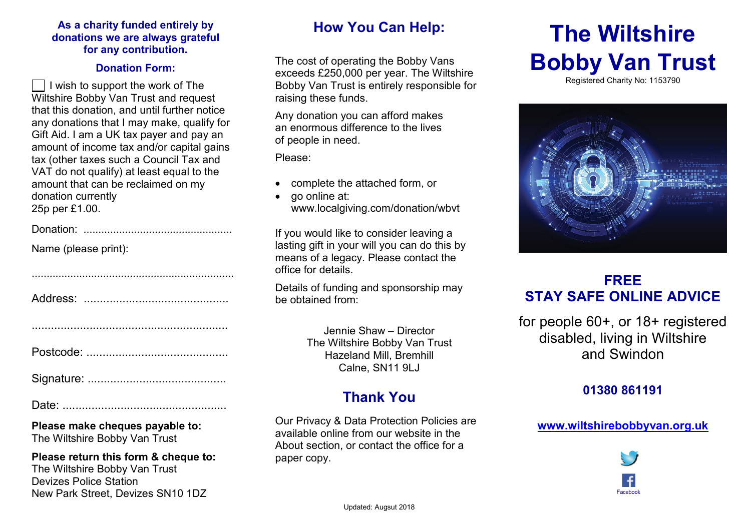**As a charity funded entirely by donations we are always grateful for any contribution.**

## Donation Form:

☐ I wish to support the work of The Wiltshire Bobby Van Trust and request that this donation, and until further notice any donations that I may make, qualify for Gift Aid. I am a UK tax payer and pay an amount of income tax and/or capital gains tax (other taxes such a Council Tax and VAT do not qualify) at least equal to the amount that can be reclaimed on my donation currently 25p per £1.00.

Donation: ..................................................

Name (please print):

....................................................................

Address: .............................................

.............................................................

Postcode: ............................................

Signature: ...........................................

Date: ...................................................

**Please make cheques payable to:**
The Wiltshire Bobby Van Trust

**Please return this form & cheque to:**
The Wiltshire Bobby Van Trust
Devizes Police Station
New Park Street, Devizes SN10 1DZ

## How You Can Help:

The cost of operating the Bobby Vans exceeds £250,000 per year. The Wiltshire Bobby Van Trust is entirely responsible for raising these funds.

Any donation you can afford makes an enormous difference to the lives of people in need.

Please:

- complete the attached form, or
- go online at: www.localgiving.com/donation/wbvt

If you would like to consider leaving a lasting gift in your will you can do this by means of a legacy. Please contact the office for details.

Details of funding and sponsorship may be obtained from:

Jennie Shaw – Director
The Wiltshire Bobby Van Trust
Hazeland Mill, Bremhill
Calne, SN11 9LJ

## Thank You

Our Privacy & Data Protection Policies are available online from our website in the About section, or contact the office for a paper copy.

Updated: August 2018

# The Wiltshire Bobby Van Trust

Registered Charity No: 1153790

## FREE STAY SAFE ONLINE ADVICE

for people 60+, or 18+ registered disabled, living in Wiltshire and Swindon

**01380 861191**

**www.wiltshirebobbyvan.org.uk**

Facebook